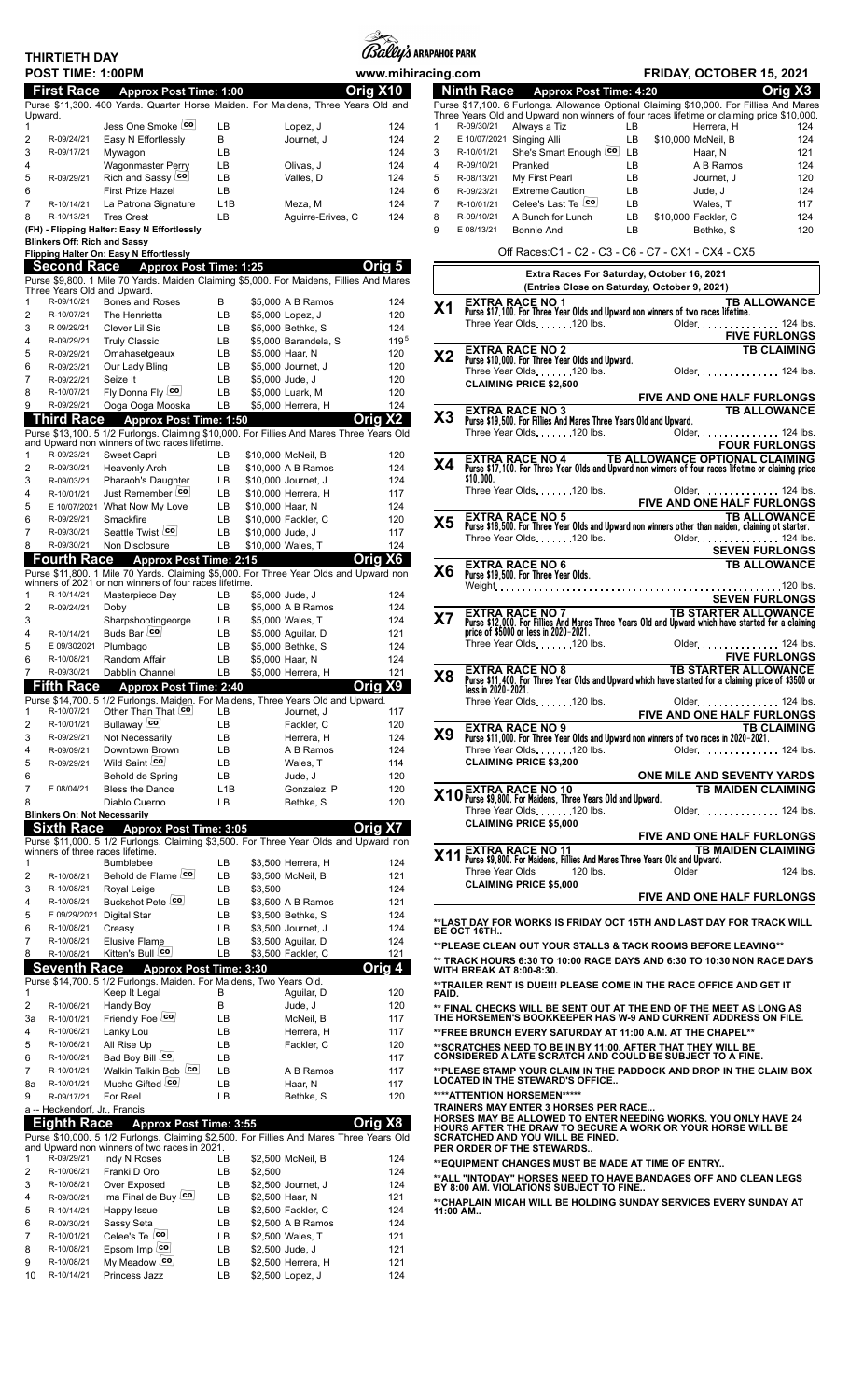# THIRTIETH DAY

**POST TIME: 1:00PM**

Bally's ARAPAHOE PARK

www.mihiracing.com

**FRIDAY, OCTOBER 15, 2021**

## First Race — Approx Post Time: 1:00 — Orig X10

Purse $11,300. 400 Yards. Quarter Horse Maiden. For Maidens, Three Years Old and Upward.

| # | Last | Horse | Med | Claim | Jockey | Wt |
|---|---|---|---|---|---|---|
| 1 | | Jess One Smoke CO | LB | | Lopez, J | 124 |
| 2 | R-09/24/21 | Easy N Effortlessly | B | | Journet, J | 124 |
| 3 | R-09/17/21 | Mywagon | LB | | | 124 |
| 4 | | Wagonmaster Perry | LB | | Olivas, J | 124 |
| 5 | R-09/29/21 | Rich and Sassy CO | LB | | Valles, D | 124 |
| 6 | | First Prize Hazel | LB | | | 124 |
| 7 | R-10/14/21 | La Patrona Signature | L1B | | Meza, M | 124 |
| 8 | R-10/13/21 | Tres Crest | LB | | Aguirre-Erives, C | 124 |

(FH) - Flipping Halter: Easy N Effortlessly

Blinkers Off: Rich and Sassy

Flipping Halter On: Easy N Effortlessly

## Second Race — Approx Post Time: 1:25 — Orig 5

Purse $9,800. 1 Mile 70 Yards. Maiden Claiming $5,000. For Maidens, Fillies And Mares Three Years Old and Upward.

| # | Last | Horse | Med | Claim | Jockey | Wt |
|---|---|---|---|---|---|---|
| 1 | R-09/10/21 | Bones and Roses | B | $5,000 | A B Ramos | 124 |
| 2 | R-10/07/21 | The Henrietta | LB | $5,000 | Lopez, J | 120 |
| 3 | R 09/29/21 | Clever Lil Sis | LB | $5,000 | Bethke, S | 124 |
| 4 | R-09/29/21 | Truly Classic | LB | $5,000 | Barandela, S | 119[5] |
| 5 | R-09/29/21 | Omahasetgeaux | LB | $5,000 | Haar, N | 120 |
| 6 | R-09/23/21 | Our Lady Bling | LB | $5,000 | Journet, J | 120 |
| 7 | R-09/22/21 | Seize It | LB | $5,000 | Jude, J | 120 |
| 8 | R-10/07/21 | Fly Donna Fly CO | LB | $5,000 | Luark, M | 120 |
| 9 | R-09/29/21 | Ooga Ooga Mooska | LB | $5,000 | Herrera, H | 124 |

## Third Race — Approx Post Time: 1:50 — Orig X2

Purse $13,100. 5 1/2 Furlongs. Claiming $10,000. For Fillies And Mares Three Years Old and Upward non winners of two races lifetime.

| # | Last | Horse | Med | Claim | Jockey | Wt |
|---|---|---|---|---|---|---|
| 1 | R-09/23/21 | Sweet Capri | LB | $10,000 | McNeil, B | 120 |
| 2 | R-09/30/21 | Heavenly Arch | LB | $10,000 | A B Ramos | 124 |
| 3 | R-09/03/21 | Pharaoh's Daughter | LB | $10,000 | Journet, J | 124 |
| 4 | R-10/01/21 | Just Remember CO | LB | $10,000 | Herrera, H | 117 |
| 5 | E 10/07/2021 | What Now My Love | LB | $10,000 | Haar, N | 124 |
| 6 | R-09/29/21 | Smackfire | LB | $10,000 | Fackler, C | 120 |
| 7 | R-09/30/21 | Seattle Twist CO | LB | $10,000 | Jude, J | 117 |
| 8 | R-09/30/21 | Non Disclosure | LB | $10,000 | Wales, T | 124 |

## Fourth Race — Approx Post Time: 2:15 — Orig X6

Purse $11,800. 1 Mile 70 Yards. Claiming $5,000. For Three Year Olds and Upward non winners of 2021 or non winners of four races lifetime.

| # | Last | Horse | Med | Claim | Jockey | Wt |
|---|---|---|---|---|---|---|
| 1 | R-10/14/21 | Masterpiece Day | LB | $5,000 | Jude, J | 124 |
| 2 | R-09/24/21 | Doby | LB | $5,000 | A B Ramos | 124 |
| 3 | | Sharpshootingeorge | LB | $5,000 | Wales, T | 124 |
| 4 | R-10/14/21 | Bus Bar CO | LB | $5,000 | Aguilar, D | 121 |
| 5 | E 09/30/2021 | Plumbago | LB | $5,000 | Bethke, S | 124 |
| 6 | R-10/08/21 | Random Affair | LB | $5,000 | Haar, N | 124 |
| 7 | R-09/30/21 | Dabblin Channel | LB | $5,000 | Herrera, H | 121 |

## Fifth Race — Approx Post Time: 2:40 — Orig X9

Purse $14,700. 5 1/2 Furlongs. Maiden. For Maidens, Three Years Old and Upward.

| # | Last | Horse | Med | Claim | Jockey | Wt |
|---|---|---|---|---|---|---|
| 1 | R-10/07/21 | Other Than That CO | LB | | Journet, J | 117 |
| 2 | R-10/01/21 | Bullaway CO | LB | | Fackler, C | 120 |
| 3 | R-09/29/21 | Not Necessarily | LB | | Herrera, H | 124 |
| 4 | R-09/09/21 | Downtown Brown | LB | | A B Ramos | 124 |
| 5 | R-09/29/21 | Wild Saint CO | LB | | Wales, T | 114 |
| 6 | | Behold de Spring | LB | | Jude, J | 120 |
| 7 | E 08/04/21 | Bless the Dance | L1B | | Gonzalez, P | 120 |
| 8 | | Diablo Cuerno | LB | | Bethke, S | 120 |

Blinkers On: Not Necessarily

## Sixth Race — Approx Post Time: 3:05 — Orig X7

Purse $11,000. 5 1/2 Furlongs. Claiming $3,500. For Three Year Olds and Upward non winners of three races lifetime.

| # | Last | Horse | Med | Claim | Jockey | Wt |
|---|---|---|---|---|---|---|
| 1 | | Bumblebee | LB | $3,500 | Herrera, H | 124 |
| 2 | R-10/08/21 | Behold de Flame CO | LB | $3,500 | McNeil, B | 121 |
| 3 | R-10/08/21 | Royal Leige | LB | $3,500 | | 124 |
| 4 | R-10/08/21 | Buckshot Pete CO | LB | $3,500 | A B Ramos | 121 |
| 5 | E 09/29/2021 | Digital Star | LB | $3,500 | Bethke, S | 124 |
| 6 | R-10/08/21 | Creasy | LB | $3,500 | Journet, J | 124 |
| 7 | R-10/08/21 | Elusive Flame | LB | $3,500 | Aguilar, D | 124 |
| 8 | R-10/08/21 | Kitten's Bull CO | LB | $3,500 | Fackler, C | 121 |

## Seventh Race — Approx Post Time: 3:30 — Orig 4

Purse $14,700. 5 1/2 Furlongs. Maiden. For Maidens, Two Years Old.

| # | Last | Horse | Med | Claim | Jockey | Wt |
|---|---|---|---|---|---|---|
| 1 | | Keep It Legal | B | | Aguilar, D | 120 |
| 2 | R-10/06/21 | Handy Boy | B | | Jude, J | 120 |
| 3a | R-10/01/21 | Friendly Foe CO | LB | | McNeil, B | 117 |
| 4 | R-10/06/21 | Lanky Lou | LB | | Herrera, H | 117 |
| 5 | R-10/06/21 | All Rise Up | LB | | Fackler, C | 120 |
| 6 | R-10/06/21 | Bad Boy Bill CO | LB | | | 117 |
| 7 | R-10/01/21 | Walkin Talkin Bob CO | LB | | A B Ramos | 117 |
| 8a | R-10/01/21 | Mucho Gifted CO | LB | | Haar, N | 117 |
| 9 | R-09/17/21 | For Reel | LB | | Bethke, S | 120 |

a -- Heckendorf, Jr., Francis

## Eighth Race — Approx Post Time: 3:55 — Orig X8

Purse $10,000. 5 1/2 Furlongs. Claiming $2,500. For Fillies And Mares Three Years Old and Upward non winners of two races in 2021.

| # | Last | Horse | Med | Claim | Jockey | Wt |
|---|---|---|---|---|---|---|
| 1 | R-09/29/21 | Indy N Roses | LB | $2,500 | McNeil, B | 124 |
| 2 | R-10/06/21 | Franki D Oro | LB | $2,500 | | 124 |
| 3 | R-10/08/21 | Over Exposed | LB | $2,500 | Journet, J | 124 |
| 4 | R-09/30/21 | Ima Final de Buy CO | LB | $2,500 | Haar, N | 121 |
| 5 | R-10/14/21 | Happy Issue | LB | $2,500 | Fackler, C | 124 |
| 6 | R-09/30/21 | Sassy Seta | LB | $2,500 | A B Ramos | 124 |
| 7 | R-10/01/21 | Celee's Te CO | LB | $2,500 | Wales, T | 121 |
| 8 | R-10/08/21 | Epsom Imp CO | LB | $2,500 | Jude, J | 121 |
| 9 | R-10/08/21 | My Meadow CO | LB | $2,500 | Herrera, H | 121 |
| 10 | R-10/14/21 | Princess Jazz | LB | $2,500 | Lopez, J | 124 |

## Ninth Race — Approx Post Time: 4:20 — Orig X3

Purse $17,100. 6 Furlongs. Allowance Optional Claiming $10,000. For Fillies And Mares Three Years Old and Upward non winners of four races lifetime or claiming price $10,000.

| # | Last | Horse | Med | Claim | Jockey | Wt |
|---|---|---|---|---|---|---|
| 1 | R-09/30/21 | Always a Tiz | LB | | Herrera, H | 124 |
| 2 | E 10/07/2021 | Singing Alli | LB | $10,000 | McNeil, B | 124 |
| 3 | R-10/01/21 | She's Smart Enough CO | LB | | Haar, N | 121 |
| 4 | R-09/10/21 | Pranked | LB | | A B Ramos | 124 |
| 5 | R-08/13/21 | My First Pearl | LB | | Journet, J | 120 |
| 6 | R-09/23/21 | Extreme Caution | LB | | Jude, J | 124 |
| 7 | R-10/01/21 | Celee's Last Te CO | LB | | Wales, T | 117 |
| 8 | R-09/10/21 | A Bunch for Lunch | LB | $10,000 | Fackler, C | 124 |
| 9 | E 08/13/21 | Bonnie And | LB | | Bethke, S | 120 |

Off Races:C1 - C2 - C3 - C6 - C7 - CX1 - CX4 - CX5

## Extra Races For Saturday, October 16, 2021

(Entries Close on Saturday, October 9, 2021)

**X1 — EXTRA RACE NO 1 — TB ALLOWANCE**
Purse $17,100. For Three Year Olds and Upward non winners of two races lifetime.
Three Year Olds. . . . . . .120 lbs. Older. . . . . . . . . . . . . . . 124 lbs.
FIVE FURLONGS

**X2 — EXTRA RACE NO 2 — TB CLAIMING**
Purse $10,000. For Three Year Olds and Upward.
Three Year Olds. . . . . . .120 lbs. Older. . . . . . . . . . . . . . . 124 lbs.
CLAIMING PRICE $2,500
FIVE AND ONE HALF FURLONGS

**X3 — EXTRA RACE NO 3 — TB ALLOWANCE**
Purse $19,500. For Fillies And Mares Three Years Old and Upward.
Three Year Olds. . . . . . .120 lbs. Older. . . . . . . . . . . . . . . 124 lbs.
FOUR FURLONGS

**X4 — EXTRA RACE NO 4 — TB ALLOWANCE OPTIONAL CLAIMING**
Purse $17,100. For Three Year Olds and Upward non winners of four races lifetime or claiming price $10,000.
Three Year Olds. . . . . . .120 lbs. Older. . . . . . . . . . . . . . . 124 lbs.
FIVE AND ONE HALF FURLONGS

**X5 — EXTRA RACE NO 5 — TB ALLOWANCE**
Purse $18,500. For Three Year Olds and Upward non winners other than maiden, claiming ot starter.
Three Year Olds. . . . . . .120 lbs. Older. . . . . . . . . . . . . . . 124 lbs.
SEVEN FURLONGS

**X6 — EXTRA RACE NO 6 — TB ALLOWANCE**
Purse $19,500. For Three Year Olds.
Weight. . . . . . . . . . . . . . . . . . . . . . . . . . . . . . . . . . . . . . . . . . .120 lbs.
SEVEN FURLONGS

**X7 — EXTRA RACE NO 7 — TB STARTER ALLOWANCE**
Purse $12,000. For Fillies And Mares Three Years Old and Upward which have started for a claiming price of $5000 or less in 2020-2021.
Three Year Olds. . . . . . .120 lbs. Older. . . . . . . . . . . . . . . 124 lbs.
FIVE FURLONGS

**X8 — EXTRA RACE NO 8 — TB STARTER ALLOWANCE**
Purse $11,400. For Three Year Olds and Upward which have started for a claiming price of $3500 or less in 2020-2021.
Three Year Olds. . . . . . .120 lbs. Older. . . . . . . . . . . . . . . 124 lbs.
FIVE AND ONE HALF FURLONGS

**X9 — EXTRA RACE NO 9 — TB CLAIMING**
Purse $11,000. For Three Year Olds and Upward non winners of two races in 2020-2021.
Three Year Olds. . . . . . .120 lbs. Older. . . . . . . . . . . . . . . 124 lbs.
CLAIMING PRICE $3,200
ONE MILE AND SEVENTY YARDS

**X10 — EXTRA RACE NO 10 — TB MAIDEN CLAIMING**
Purse $9,800. For Maidens, Three Years Old and Upward.
Three Year Olds. . . . . . .120 lbs. Older. . . . . . . . . . . . . . . 124 lbs.
CLAIMING PRICE $5,000
FIVE AND ONE HALF FURLONGS

**X11 — EXTRA RACE NO 11 — TB MAIDEN CLAIMING**
Purse $9,800. For Maidens, Fillies And Mares Three Years Old and Upward.
Three Year Olds. . . . . . .120 lbs. Older. . . . . . . . . . . . . . . 124 lbs.
CLAIMING PRICE $5,000
FIVE AND ONE HALF FURLONGS

**LAST DAY FOR WORKS IS FRIDAY OCT 15TH AND LAST DAY FOR TRACK WILL BE OCT 16TH..

**PLEASE CLEAN OUT YOUR STALLS & TACK ROOMS BEFORE LEAVING**

** TRACK HOURS 6:30 TO 10:00 RACE DAYS AND 6:30 TO 10:30 NON RACE DAYS WITH BREAK AT 8:00-8:30.

**TRAILER RENT IS DUE!!! PLEASE COME IN THE RACE OFFICE AND GET IT PAID.

** FINAL CHECKS WILL BE SENT OUT AT THE END OF THE MEET AS LONG AS THE HORSEMEN'S BOOKKEEPER HAS W-9 AND CURRENT ADDRESS ON FILE.

**FREE BRUNCH EVERY SATURDAY AT 11:00 A.M. AT THE CHAPEL**

**SCRATCHES NEED TO BE IN BY 11:00. AFTER THAT THEY WILL BE CONSIDERED A LATE SCRATCH AND COULD BE SUBJECT TO A FINE.

**PLEASE STAMP YOUR CLAIM IN THE PADDOCK AND DROP IN THE CLAIM BOX LOCATED IN THE STEWARD'S OFFICE..

****ATTENTION HORSEMEN*****

TRAINERS MAY ENTER 3 HORSES PER RACE...

HORSES MAY BE ALLOWED TO ENTER NEEDING WORKS. YOU ONLY HAVE 24 HOURS AFTER THE DRAW TO SECURE A WORK OR YOUR HORSE WILL BE SCRATCHED AND YOU WILL BE FINED.
PER ORDER OF THE STEWARDS..

**EQUIPMENT CHANGES MUST BE MADE AT TIME OF ENTRY..

**ALL "INTODAY" HORSES NEED TO HAVE BANDAGES OFF AND CLEAN LEGS BY 8:00 AM. VIOLATIONS SUBJECT TO FINE..

**CHAPLAIN MICAH WILL BE HOLDING SUNDAY SERVICES EVERY SUNDAY AT 11:00 AM..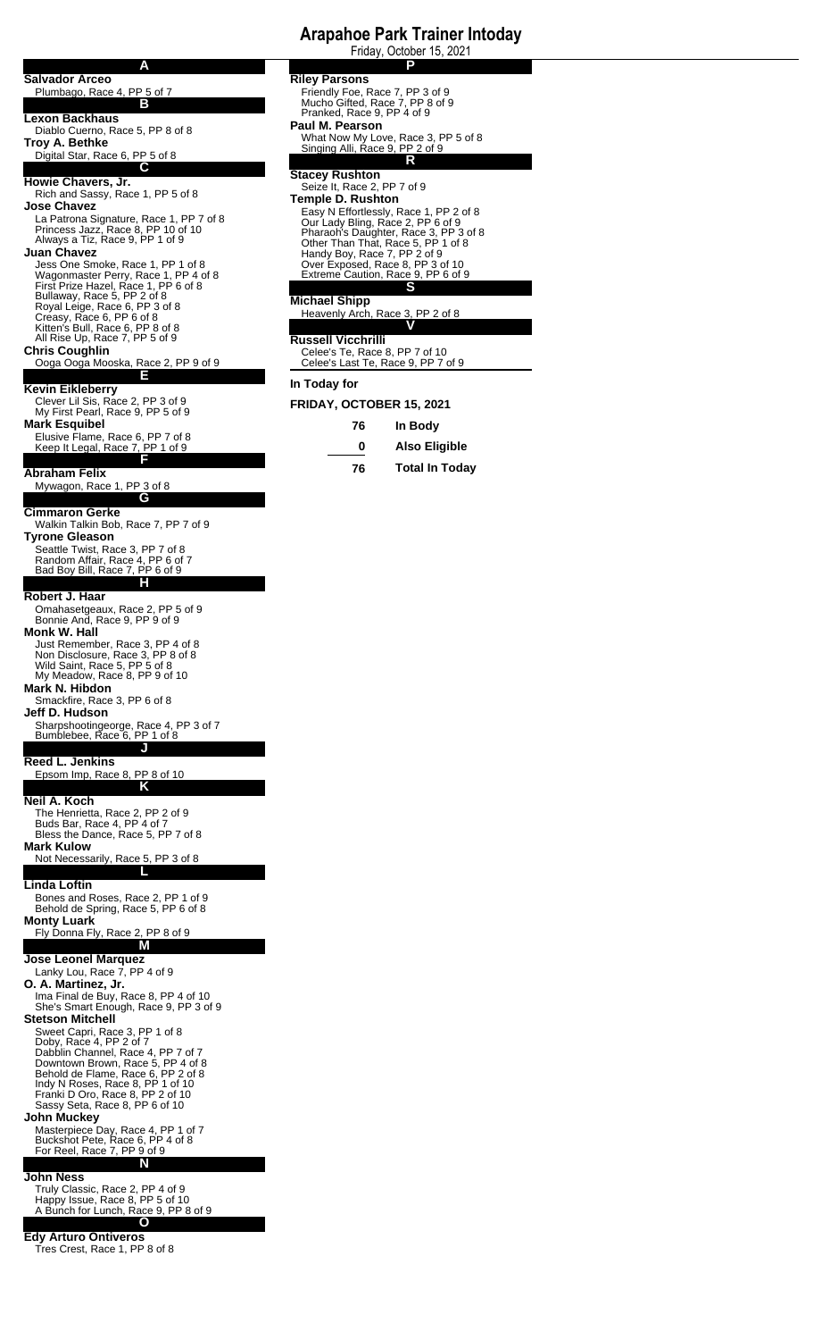# Arapahoe Park Trainer Intoday

Friday, October 15, 2021

## A

**Salvador Arceo**
Plumbago, Race 4, PP 5 of 7

## B

**Lexon Backhaus**
Diablo Cuerno, Race 5, PP 8 of 8

**Troy A. Bethke**
Digital Star, Race 6, PP 5 of 8

## C

**Howie Chavers, Jr.**
Rich and Sassy, Race 1, PP 5 of 8

**Jose Chavez**
La Patrona Signature, Race 1, PP 7 of 8
Princess Jazz, Race 8, PP 10 of 10
Always a Tiz, Race 9, PP 1 of 9

**Juan Chavez**
Jess One Smoke, Race 1, PP 1 of 8
Wagonmaster Perry, Race 1, PP 4 of 8
First Prize Hazel, Race 1, PP 6 of 8
Bullaway, Race 5, PP 2 of 8
Royal Leige, Race 6, PP 3 of 8
Creasy, Race 6, PP 6 of 8
Kitten's Bull, Race 6, PP 8 of 8
All Rise Up, Race 7, PP 5 of 9

**Chris Coughlin**
Ooga Ooga Mooska, Race 2, PP 9 of 9

## E

**Kevin Eikleberry**
Clever Lil Sis, Race 2, PP 3 of 9
My First Pearl, Race 9, PP 5 of 9

**Mark Esquibel**
Elusive Flame, Race 6, PP 7 of 8
Keep It Legal, Race 7, PP 1 of 9

## F

**Abraham Felix**
Mywagon, Race 1, PP 3 of 8

## G

**Cimmaron Gerke**
Walkin Talkin Bob, Race 7, PP 7 of 9

**Tyrone Gleason**
Seattle Twist, Race 3, PP 7 of 8
Random Affair, Race 4, PP 6 of 7
Bad Boy Bill, Race 7, PP 6 of 9

## H

**Robert J. Haar**
Omahasetgeaux, Race 2, PP 5 of 9
Bonnie And, Race 9, PP 9 of 9

**Monk W. Hall**
Just Remember, Race 3, PP 4 of 8
Non Disclosure, Race 3, PP 8 of 8
Wild Saint, Race 5, PP 5 of 8
My Meadow, Race 8, PP 9 of 10

**Mark N. Hibdon**
Smackfire, Race 3, PP 6 of 8

**Jeff D. Hudson**
Sharpshootingeorge, Race 4, PP 3 of 7
Bumblebee, Race 6, PP 1 of 8

## J

**Reed L. Jenkins**
Epsom Imp, Race 8, PP 8 of 10

## K

**Neil A. Koch**
The Henrietta, Race 2, PP 2 of 9
Buds Bar, Race 4, PP 4 of 7
Bless the Dance, Race 5, PP 7 of 8

**Mark Kulow**
Not Necessarily, Race 5, PP 3 of 8

## L

**Linda Loftin**
Bones and Roses, Race 2, PP 1 of 9
Behold de Spring, Race 5, PP 6 of 8

**Monty Luark**
Fly Donna Fly, Race 2, PP 8 of 9

## M

**Jose Leonel Marquez**
Lanky Lou, Race 7, PP 4 of 9

**O. A. Martinez, Jr.**
Ima Final de Buy, Race 8, PP 4 of 10
She's Smart Enough, Race 9, PP 3 of 9

**Stetson Mitchell**
Sweet Capri, Race 3, PP 1 of 8
Doby, Race 4, PP 2 of 7
Dabblin Channel, Race 4, PP 7 of 7
Downtown Brown, Race 5, PP 4 of 8
Behold de Flame, Race 6, PP 2 of 8
Indy N Roses, Race 8, PP 1 of 10
Franki D Oro, Race 8, PP 2 of 10
Sassy Seta, Race 8, PP 6 of 10

**John Muckey**
Masterpiece Day, Race 4, PP 1 of 7
Buckshot Pete, Race 6, PP 4 of 8
For Reel, Race 7, PP 9 of 9

## N

**John Ness**
Truly Classic, Race 2, PP 4 of 9
Happy Issue, Race 8, PP 5 of 10
A Bunch for Lunch, Race 9, PP 8 of 9

## O

**Edy Arturo Ontiveros**
Tres Crest, Race 1, PP 8 of 8

## P

**Riley Parsons**
Friendly Foe, Race 7, PP 3 of 9
Mucho Gifted, Race 7, PP 8 of 9
Pranked, Race 9, PP 4 of 9

**Paul M. Pearson**
What Now My Love, Race 3, PP 5 of 8
Singing Alli, Race 9, PP 2 of 9

## R

**Stacey Rushton**
Seize It, Race 2, PP 7 of 9

**Temple D. Rushton**
Easy N Effortlessly, Race 1, PP 2 of 8
Our Lady Bling, Race 2, PP 6 of 9
Pharaoh's Daughter, Race 3, PP 3 of 8
Other Than That, Race 5, PP 1 of 8
Handy Boy, Race 7, PP 2 of 9
Over Exposed, Race 8, PP 3 of 10
Extreme Caution, Race 9, PP 6 of 9

## S

**Michael Shipp**
Heavenly Arch, Race 3, PP 2 of 8

## V

**Russell Vicchrilli**
Celee's Te, Race 8, PP 7 of 10
Celee's Last Te, Race 9, PP 7 of 9

**In Today for**

**FRIDAY, OCTOBER 15, 2021**

| | |
|---|---|
| 76 | **In Body** |
| 0 | **Also Eligible** |
| 76 | **Total In Today** |